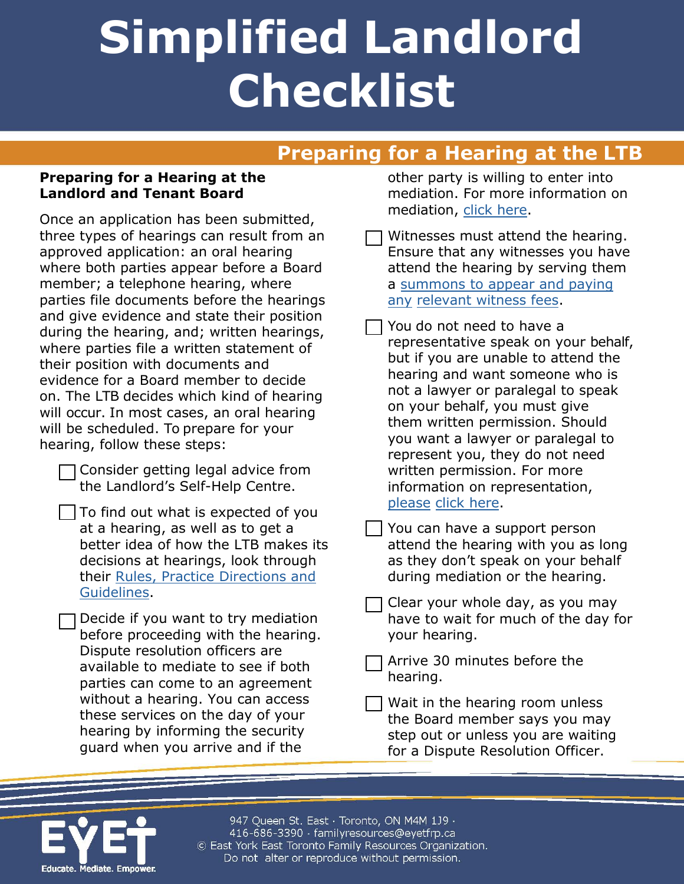# Simplified Landlord Checklist

## Preparing for a Hearing at the LTB

**Preparing for a Hearing at the Landlord and Tenant Board**

Once an application has been submitted, three types of hearings can result from an approved application: an oral hearing where both parties appear before a Board member; a telephone hearing, where parties file documents before the hearings and give evidence and state their position during the hearing, and; written hearings, where parties file a written statement of their position with documents and evidence for a Board member to decide on. The LTB decides which kind of hearing will occur. In most cases, an oral hearing will be scheduled. To prepare for your hearing, follow these steps:

- [ ] Consider getting legal advice from the Landlord's Self-Help Centre.
- [ ] To find out what is expected of you at a hearing, as well as to get a better idea of how the LTB makes its decisions at hearings, look through their Rules, Practice Directions and Guidelines.
- [ ] Decide if you want to try mediation before proceeding with the hearing. Dispute resolution officers are available to mediate to see if both parties can come to an agreement without a hearing. You can access these services on the day of your hearing by informing the security guard when you arrive and if the other party is willing to enter into mediation. For more information on mediation, click here.
- [ ] Witnesses must attend the hearing. Ensure that any witnesses you have attend the hearing by serving them a summons to appear and paying any relevant witness fees.
- [ ] You do not need to have a representative speak on your behalf, but if you are unable to attend the hearing and want someone who is not a lawyer or paralegal to speak on your behalf, you must give them written permission. Should you want a lawyer or paralegal to represent you, they do not need written permission. For more information on representation, please click here.
- [ ] You can have a support person attend the hearing with you as long as they don't speak on your behalf during mediation or the hearing.
- [ ] Clear your whole day, as you may have to wait for much of the day for your hearing.
- [ ] Arrive 30 minutes before the hearing.
- [ ] Wait in the hearing room unless the Board member says you may step out or unless you are waiting for a Dispute Resolution Officer.

EYET Educate. Mediate. Empower.

947 Queen St. East · Toronto, ON M4M 1J9 · 416-686-3390 · familyresources@eyetfrp.ca
© East York East Toronto Family Resources Organization. Do not alter or reproduce without permission.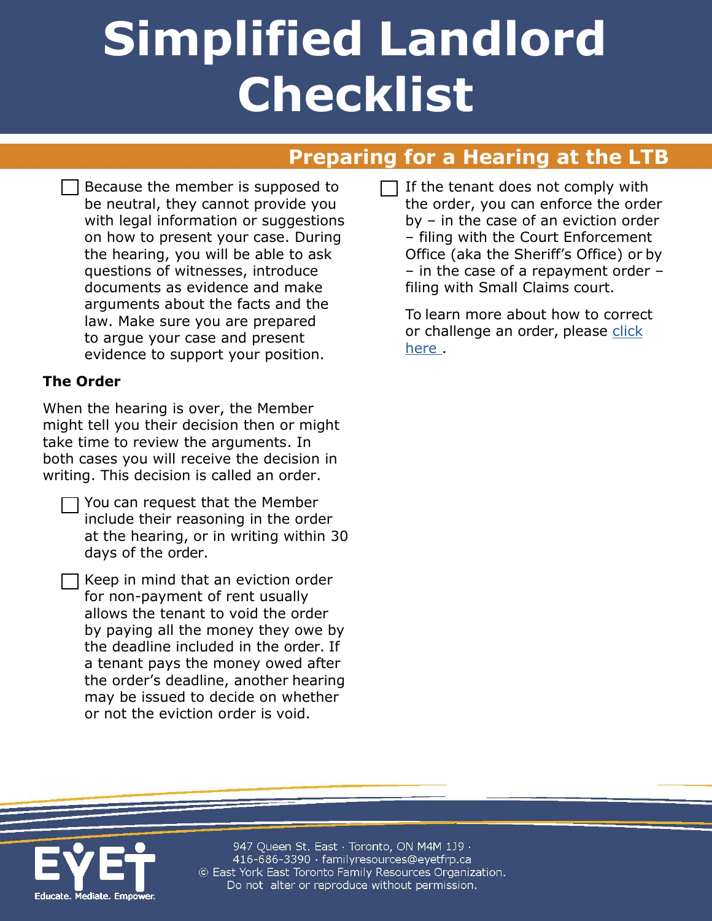# Simplified Landlord Checklist

## Preparing for a Hearing at the LTB

- [ ] Because the member is supposed to be neutral, they cannot provide you with legal information or suggestions on how to present your case. During the hearing, you will be able to ask questions of witnesses, introduce documents as evidence and make arguments about the facts and the law. Make sure you are prepared to argue your case and present evidence to support your position.

### The Order

When the hearing is over, the Member might tell you their decision then or might take time to review the arguments. In both cases you will receive the decision in writing. This decision is called an order.

- [ ] You can request that the Member include their reasoning in the order at the hearing, or in writing within 30 days of the order.
- [ ] Keep in mind that an eviction order for non-payment of rent usually allows the tenant to void the order by paying all the money they owe by the deadline included in the order. If a tenant pays the money owed after the order's deadline, another hearing may be issued to decide on whether or not the eviction order is void.
- [ ] If the tenant does not comply with the order, you can enforce the order by – in the case of an eviction order – filing with the Court Enforcement Office (aka the Sheriff's Office) or by – in the case of a repayment order – filing with Small Claims court.

To learn more about how to correct or challenge an order, please click here .

947 Queen St. East · Toronto, ON M4M 1J9 · 416-686-3390 · familyresources@eyetfrp.ca
© East York East Toronto Family Resources Organization. Do not alter or reproduce without permission.

EYET Educate. Mediate. Empower.